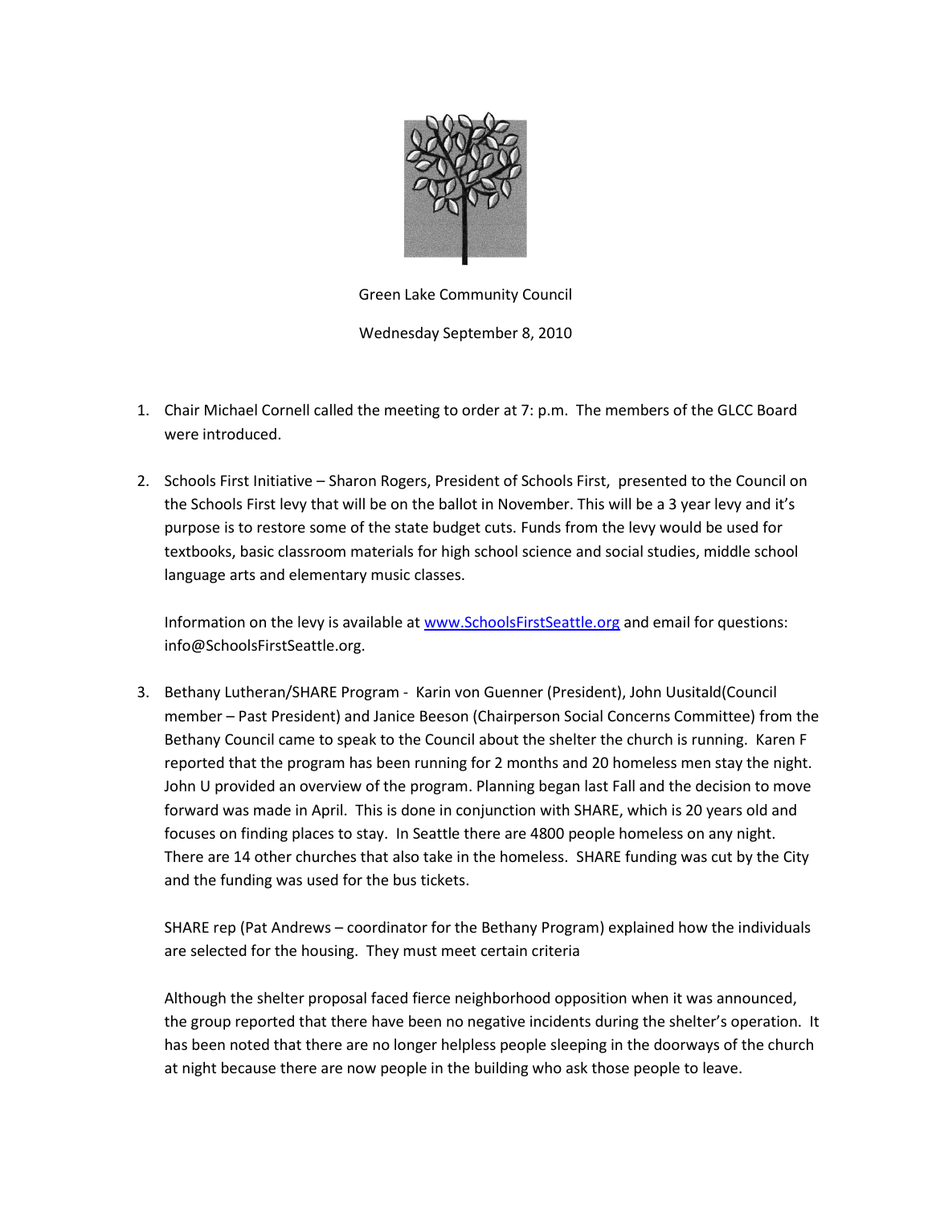Green Lake Community Council

Wednesday September 8, 2010

1. Chair Michael Cornell called the meeting to order at 7: p.m. The members of the GLCC Board were introduced.

2. Schools First Initiative – Sharon Rogers, President of Schools First, presented to the Council on the Schools First levy that will be on the ballot in November. This will be a 3 year levy and it's purpose is to restore some of the state budget cuts. Funds from the levy would be used for textbooks, basic classroom materials for high school science and social studies, middle school language arts and elementary music classes.

   Information on the levy is available at [www.SchoolsFirstSeattle.org](http://www.SchoolsFirstSeattle.org) and email for questions: info@SchoolsFirstSeattle.org.

3. Bethany Lutheran/SHARE Program - Karin von Guenner (President), John Uusitald(Council member – Past President) and Janice Beeson (Chairperson Social Concerns Committee) from the Bethany Council came to speak to the Council about the shelter the church is running. Karen F reported that the program has been running for 2 months and 20 homeless men stay the night. John U provided an overview of the program. Planning began last Fall and the decision to move forward was made in April. This is done in conjunction with SHARE, which is 20 years old and focuses on finding places to stay. In Seattle there are 4800 people homeless on any night. There are 14 other churches that also take in the homeless. SHARE funding was cut by the City and the funding was used for the bus tickets.

   SHARE rep (Pat Andrews – coordinator for the Bethany Program) explained how the individuals are selected for the housing. They must meet certain criteria

   Although the shelter proposal faced fierce neighborhood opposition when it was announced, the group reported that there have been no negative incidents during the shelter's operation. It has been noted that there are no longer helpless people sleeping in the doorways of the church at night because there are now people in the building who ask those people to leave.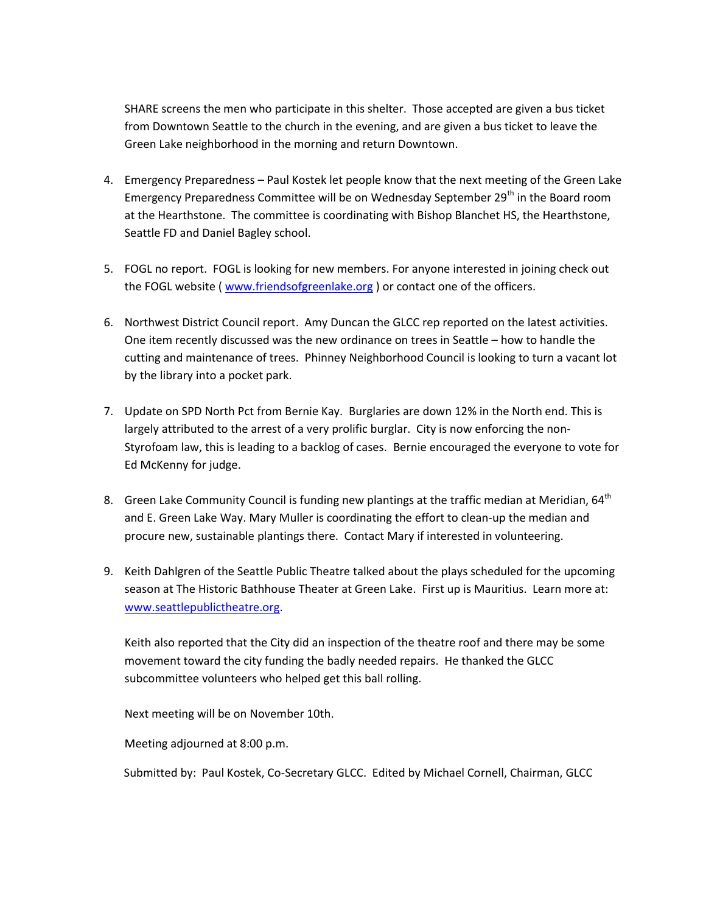SHARE screens the men who participate in this shelter. Those accepted are given a bus ticket from Downtown Seattle to the church in the evening, and are given a bus ticket to leave the Green Lake neighborhood in the morning and return Downtown.

4. Emergency Preparedness – Paul Kostek let people know that the next meeting of the Green Lake Emergency Preparedness Committee will be on Wednesday September 29th in the Board room at the Hearthstone. The committee is coordinating with Bishop Blanchet HS, the Hearthstone, Seattle FD and Daniel Bagley school.

5. FOGL no report. FOGL is looking for new members. For anyone interested in joining check out the FOGL website ( www.friendsofgreenlake.org ) or contact one of the officers.

6. Northwest District Council report. Amy Duncan the GLCC rep reported on the latest activities. One item recently discussed was the new ordinance on trees in Seattle – how to handle the cutting and maintenance of trees. Phinney Neighborhood Council is looking to turn a vacant lot by the library into a pocket park.

7. Update on SPD North Pct from Bernie Kay. Burglaries are down 12% in the North end. This is largely attributed to the arrest of a very prolific burglar. City is now enforcing the non-Styrofoam law, this is leading to a backlog of cases. Bernie encouraged the everyone to vote for Ed McKenny for judge.

8. Green Lake Community Council is funding new plantings at the traffic median at Meridian, 64th and E. Green Lake Way. Mary Muller is coordinating the effort to clean-up the median and procure new, sustainable plantings there. Contact Mary if interested in volunteering.

9. Keith Dahlgren of the Seattle Public Theatre talked about the plays scheduled for the upcoming season at The Historic Bathhouse Theater at Green Lake. First up is Mauritius. Learn more at: www.seattlepublictheatre.org.

   Keith also reported that the City did an inspection of the theatre roof and there may be some movement toward the city funding the badly needed repairs. He thanked the GLCC subcommittee volunteers who helped get this ball rolling.

Next meeting will be on November 10th.

Meeting adjourned at 8:00 p.m.

Submitted by: Paul Kostek, Co-Secretary GLCC. Edited by Michael Cornell, Chairman, GLCC